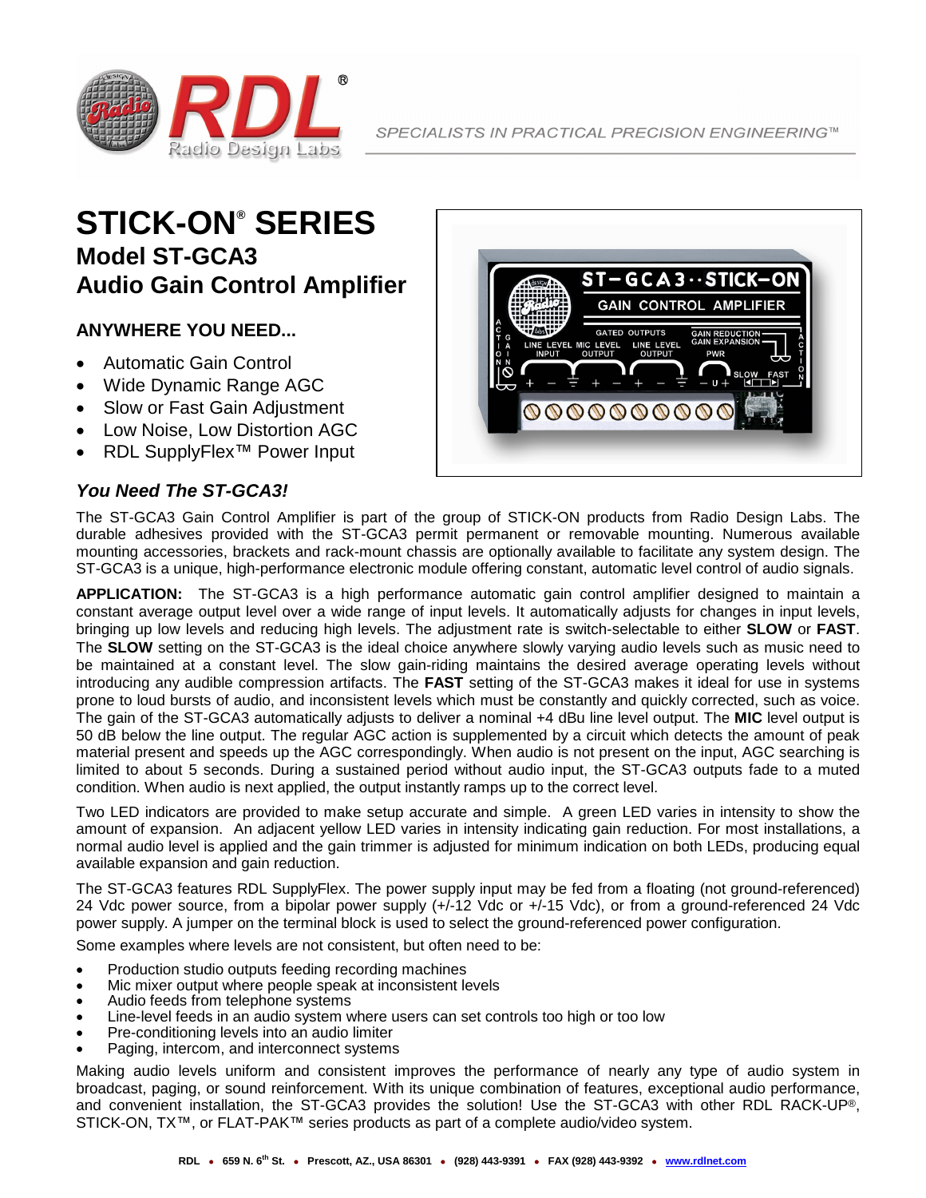SPECIALISTS IN PRACTICAL PRECISION ENGINEERING™

# STICK-ON® SERIES

## Model ST-GCA3
## Audio Gain Control Amplifier

### ANYWHERE YOU NEED...

- Automatic Gain Control
- Wide Dynamic Range AGC
- Slow or Fast Gain Adjustment
- Low Noise, Low Distortion AGC
- RDL SupplyFlex™ Power Input

### *You Need The ST-GCA3!*

The ST-GCA3 Gain Control Amplifier is part of the group of STICK-ON products from Radio Design Labs. The durable adhesives provided with the ST-GCA3 permit permanent or removable mounting. Numerous available mounting accessories, brackets and rack-mount chassis are optionally available to facilitate any system design. The ST-GCA3 is a unique, high-performance electronic module offering constant, automatic level control of audio signals.

**APPLICATION:** The ST-GCA3 is a high performance automatic gain control amplifier designed to maintain a constant average output level over a wide range of input levels. It automatically adjusts for changes in input levels, bringing up low levels and reducing high levels. The adjustment rate is switch-selectable to either **SLOW** or **FAST**. The **SLOW** setting on the ST-GCA3 is the ideal choice anywhere slowly varying audio levels such as music need to be maintained at a constant level. The slow gain-riding maintains the desired average operating levels without introducing any audible compression artifacts. The **FAST** setting of the ST-GCA3 makes it ideal for use in systems prone to loud bursts of audio, and inconsistent levels which must be constantly and quickly corrected, such as voice. The gain of the ST-GCA3 automatically adjusts to deliver a nominal +4 dBu line level output. The **MIC** level output is 50 dB below the line output. The regular AGC action is supplemented by a circuit which detects the amount of peak material present and speeds up the AGC correspondingly. When audio is not present on the input, AGC searching is limited to about 5 seconds. During a sustained period without audio input, the ST-GCA3 outputs fade to a muted condition. When audio is next applied, the output instantly ramps up to the correct level.

Two LED indicators are provided to make setup accurate and simple. A green LED varies in intensity to show the amount of expansion. An adjacent yellow LED varies in intensity indicating gain reduction. For most installations, a normal audio level is applied and the gain trimmer is adjusted for minimum indication on both LEDs, producing equal available expansion and gain reduction.

The ST-GCA3 features RDL SupplyFlex. The power supply input may be fed from a floating (not ground-referenced) 24 Vdc power source, from a bipolar power supply (+/-12 Vdc or +/-15 Vdc), or from a ground-referenced 24 Vdc power supply. A jumper on the terminal block is used to select the ground-referenced power configuration.

Some examples where levels are not consistent, but often need to be:

- Production studio outputs feeding recording machines
- Mic mixer output where people speak at inconsistent levels
- Audio feeds from telephone systems
- Line-level feeds in an audio system where users can set controls too high or too low
- Pre-conditioning levels into an audio limiter
- Paging, intercom, and interconnect systems

Making audio levels uniform and consistent improves the performance of nearly any type of audio system in broadcast, paging, or sound reinforcement. With its unique combination of features, exceptional audio performance, and convenient installation, the ST-GCA3 provides the solution! Use the ST-GCA3 with other RDL RACK-UP®, STICK-ON, TX™, or FLAT-PAK™ series products as part of a complete audio/video system.

RDL • 659 N. 6th St. • Prescott, AZ., USA 86301 • (928) 443-9391 • FAX (928) 443-9392 • www.rdlnet.com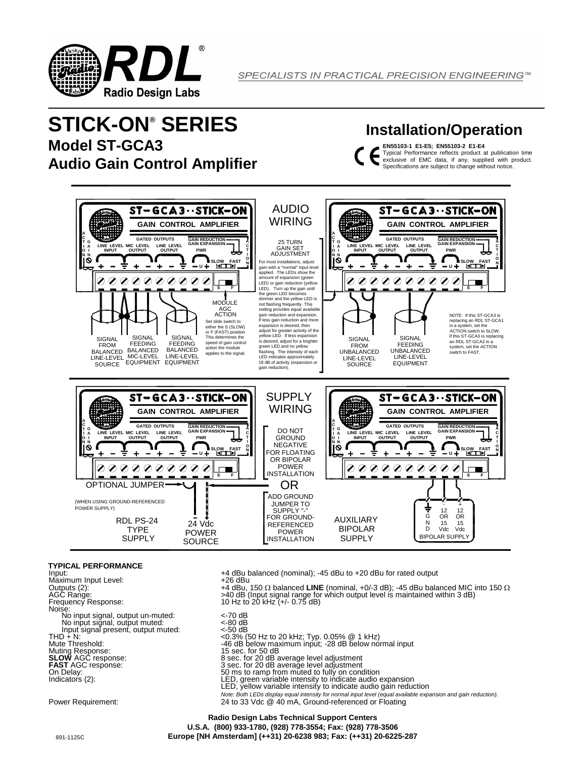SPECIALISTS IN PRACTICAL PRECISION ENGINEERING™

# STICK-ON® SERIES

## Model ST-GCA3

## Audio Gain Control Amplifier

# Installation/Operation

**EN55103-1 E1-E5; EN55103-2 E1-E4**
Typical Performance reflects product at publication time exclusive of EMC data, if any, supplied with product. Specifications are subject to change without notice.

AUDIO WIRING

25 TURN GAIN SET ADJUSTMENT

For most installations, adjust gain with a "normal" input level applied. The LEDs show the amount of expansion (green LED) or gain reduction (yellow LED). Turn up the gain until the green LED becomes dimmer and the yellow LED is not flashing frequently. This setting provides equal available gain reduction and expansion. If less gain reduction and more expansion is desired, then adjust for greater activity of the yellow LED. If less expansion is desired, adjust for a brighter green LED and no yellow flashing. The intensity of each LED indicates approximately 18 dB of activity (expansion or gain reduction).

MODULE AGC ACTION

Set slide switch to either the S (SLOW) or F (FAST) position. This determines the speed of gain control action the module applies to the signal.

SIGNAL FROM BALANCED LINE-LEVEL SOURCE

SIGNAL FEEDING BALANCED MIC-LEVEL EQUIPMENT

SIGNAL FEEDING BALANCED LINE-LEVEL EQUIPMENT

SIGNAL FROM UNBALANCED LINE-LEVEL SOURCE

SIGNAL FEEDING UNBALANCED LINE-LEVEL EQUIPMENT

NOTE: If this ST-GCA3 is replacing an RDL ST-GCA1 in a system, set the ACTION switch to SLOW. If this ST-GCA3 is replacing an RDL ST-GCA2 in a system, set the ACTION switch to FAST.

SUPPLY WIRING

DO NOT GROUND NEGATIVE FOR FLOATING OR BIPOLAR POWER INSTALLATION

OR

ADD GROUND JUMPER TO SUPPLY "-" FOR GROUND-REFERENCED POWER INSTALLATION

OPTIONAL JUMPER

(WHEN USING GROUND-REFERENCED POWER SUPPLY)

RDL PS-24 TYPE SUPPLY

24 Vdc POWER SOURCE

AUXILIARY BIPOLAR SUPPLY

BIPOLAR SUPPLY: GND; - 12 OR 15 Vdc; + 12 OR 15 Vdc

### TYPICAL PERFORMANCE

| | |
|---|---|
| Input: | +4 dBu balanced (nominal); -45 dBu to +20 dBu for rated output |
| Maximum Input Level: | +26 dBu |
| Outputs (2): | +4 dBu, 150 Ω balanced **LINE** (nominal, +0/-3 dB); -45 dBu balanced MIC into 150 Ω |
| AGC Range: | >40 dB (Input signal range for which output level is maintained within 3 dB) |
| Frequency Response: | 10 Hz to 20 kHz (+/- 0.75 dB) |
| Noise: | |
| No input signal, output un-muted: | <-70 dB |
| No input signal, output muted: | <-80 dB |
| Input signal present, output muted: | <-50 dB |
| THD + N: | <0.3% (50 Hz to 20 kHz; Typ. 0.05% @ 1 kHz) |
| Mute Threshold: | -46 dB below maximum input; -28 dB below normal input |
| Muting Response: | 15 sec. for 50 dB |
| **SLOW** AGC response: | 8 sec. for 20 dB average level adjustment |
| **FAST** AGC response: | 3 sec. for 20 dB average level adjustment |
| On Delay: | 50 ms to ramp from muted to fully on condition |
| Indicators (2): | LED, green variable intensity to indicate audio expansion<br>LED, yellow variable intensity to indicate audio gain reduction<br>*Note: Both LEDs display equal intensity for normal input level (equal available expansion and gain reduction).* |
| Power Requirement: | 24 to 33 Vdc @ 40 mA, Ground-referenced or Floating |

**Radio Design Labs Technical Support Centers**
**U.S.A. (800) 933-1780, (928) 778-3554; Fax: (928) 778-3506**
**Europe [NH Amsterdam] (++31) 20-6238 983; Fax: (++31) 20-6225-287**

891-1125C